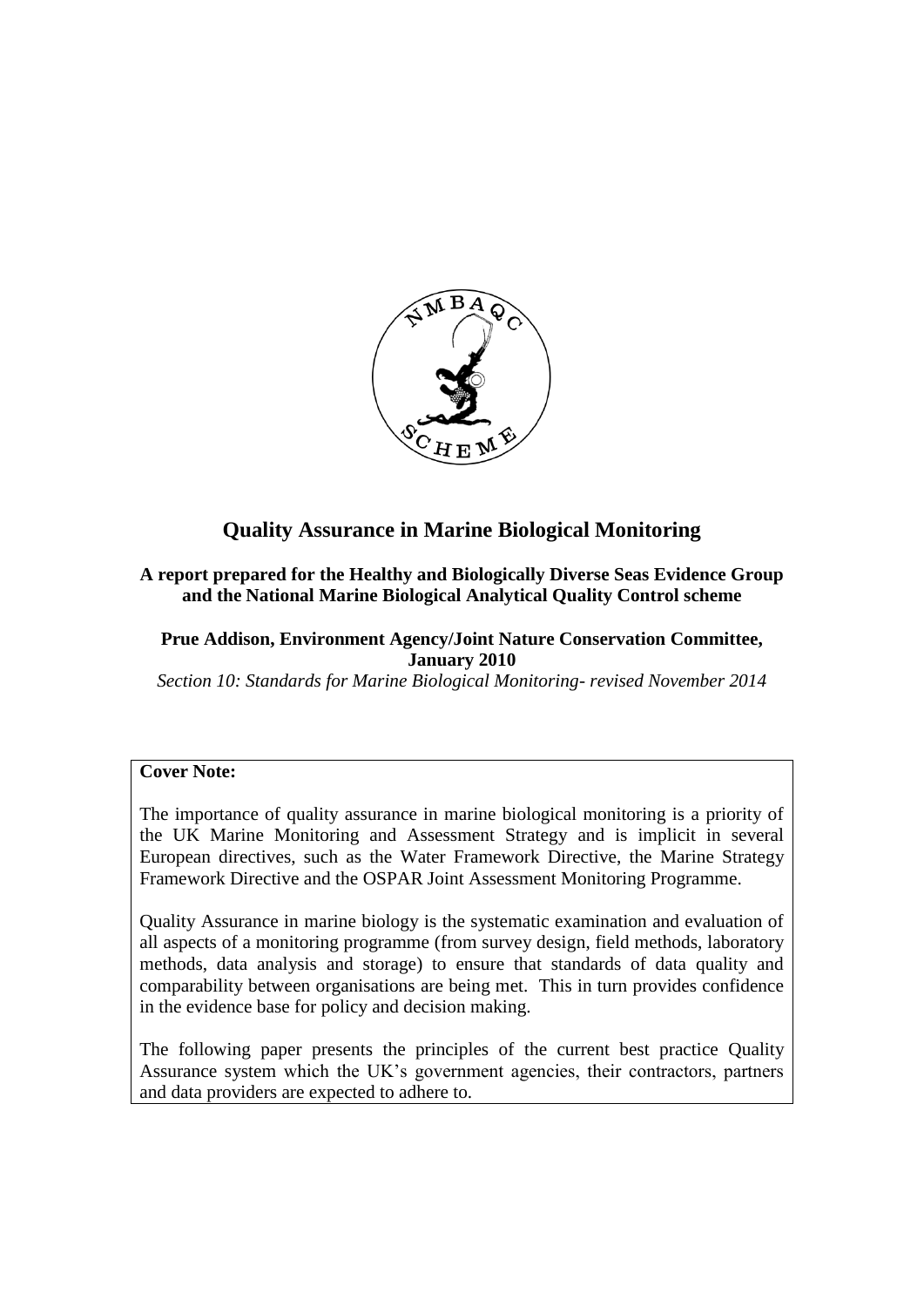# Quality Assurance in Marine Biological Monitoring

**A report prepared for the Healthy and Biologically Diverse Seas Evidence Group and the National Marine Biological Analytical Quality Control scheme**

**Prue Addison, Environment Agency/Joint Nature Conservation Committee, January 2010**

*Section 10: Standards for Marine Biological Monitoring- revised November 2014*

**Cover Note:**

The importance of quality assurance in marine biological monitoring is a priority of the UK Marine Monitoring and Assessment Strategy and is implicit in several European directives, such as the Water Framework Directive, the Marine Strategy Framework Directive and the OSPAR Joint Assessment Monitoring Programme.

Quality Assurance in marine biology is the systematic examination and evaluation of all aspects of a monitoring programme (from survey design, field methods, laboratory methods, data analysis and storage) to ensure that standards of data quality and comparability between organisations are being met. This in turn provides confidence in the evidence base for policy and decision making.

The following paper presents the principles of the current best practice Quality Assurance system which the UK's government agencies, their contractors, partners and data providers are expected to adhere to.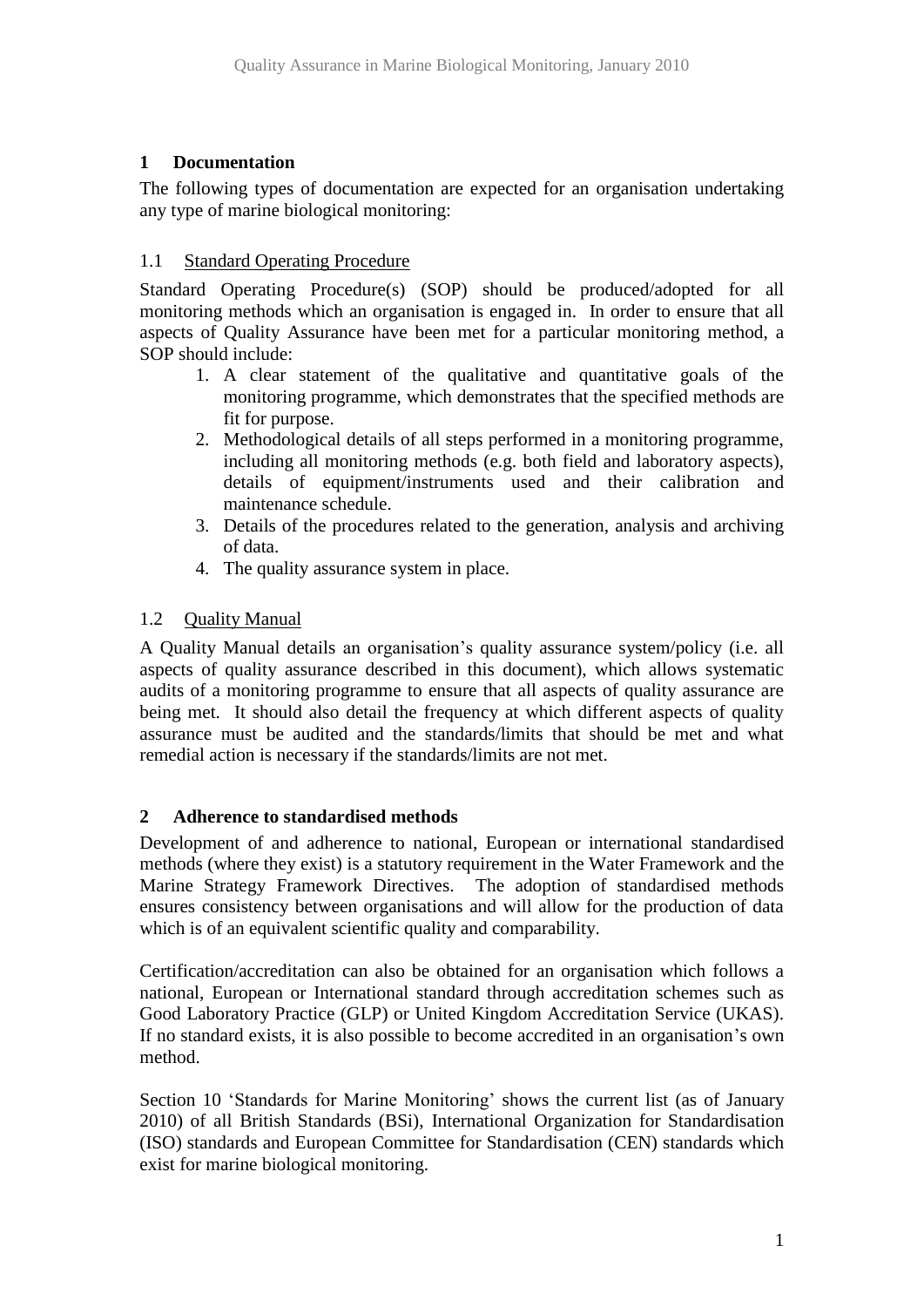## 1 Documentation

The following types of documentation are expected for an organisation undertaking any type of marine biological monitoring:

### 1.1 Standard Operating Procedure

Standard Operating Procedure(s) (SOP) should be produced/adopted for all monitoring methods which an organisation is engaged in. In order to ensure that all aspects of Quality Assurance have been met for a particular monitoring method, a SOP should include:

1. A clear statement of the qualitative and quantitative goals of the monitoring programme, which demonstrates that the specified methods are fit for purpose.
2. Methodological details of all steps performed in a monitoring programme, including all monitoring methods (e.g. both field and laboratory aspects), details of equipment/instruments used and their calibration and maintenance schedule.
3. Details of the procedures related to the generation, analysis and archiving of data.
4. The quality assurance system in place.

### 1.2 Quality Manual

A Quality Manual details an organisation's quality assurance system/policy (i.e. all aspects of quality assurance described in this document), which allows systematic audits of a monitoring programme to ensure that all aspects of quality assurance are being met. It should also detail the frequency at which different aspects of quality assurance must be audited and the standards/limits that should be met and what remedial action is necessary if the standards/limits are not met.

## 2 Adherence to standardised methods

Development of and adherence to national, European or international standardised methods (where they exist) is a statutory requirement in the Water Framework and the Marine Strategy Framework Directives. The adoption of standardised methods ensures consistency between organisations and will allow for the production of data which is of an equivalent scientific quality and comparability.

Certification/accreditation can also be obtained for an organisation which follows a national, European or International standard through accreditation schemes such as Good Laboratory Practice (GLP) or United Kingdom Accreditation Service (UKAS). If no standard exists, it is also possible to become accredited in an organisation's own method.

Section 10 'Standards for Marine Monitoring' shows the current list (as of January 2010) of all British Standards (BSi), International Organization for Standardisation (ISO) standards and European Committee for Standardisation (CEN) standards which exist for marine biological monitoring.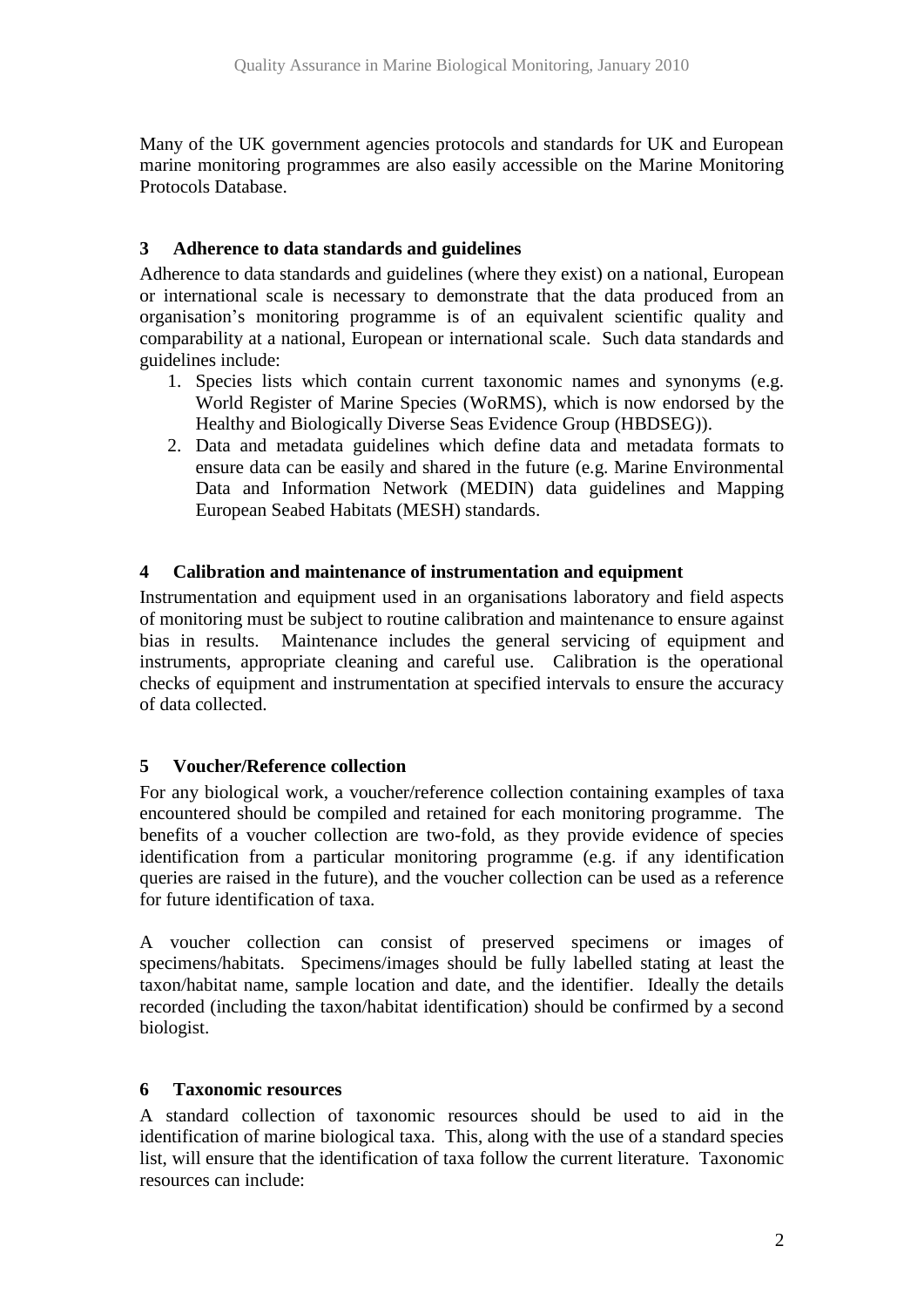Many of the UK government agencies protocols and standards for UK and European marine monitoring programmes are also easily accessible on the Marine Monitoring Protocols Database.

## 3 Adherence to data standards and guidelines

Adherence to data standards and guidelines (where they exist) on a national, European or international scale is necessary to demonstrate that the data produced from an organisation's monitoring programme is of an equivalent scientific quality and comparability at a national, European or international scale. Such data standards and guidelines include:

1. Species lists which contain current taxonomic names and synonyms (e.g. World Register of Marine Species (WoRMS), which is now endorsed by the Healthy and Biologically Diverse Seas Evidence Group (HBDSEG)).
2. Data and metadata guidelines which define data and metadata formats to ensure data can be easily and shared in the future (e.g. Marine Environmental Data and Information Network (MEDIN) data guidelines and Mapping European Seabed Habitats (MESH) standards.

## 4 Calibration and maintenance of instrumentation and equipment

Instrumentation and equipment used in an organisations laboratory and field aspects of monitoring must be subject to routine calibration and maintenance to ensure against bias in results. Maintenance includes the general servicing of equipment and instruments, appropriate cleaning and careful use. Calibration is the operational checks of equipment and instrumentation at specified intervals to ensure the accuracy of data collected.

## 5 Voucher/Reference collection

For any biological work, a voucher/reference collection containing examples of taxa encountered should be compiled and retained for each monitoring programme. The benefits of a voucher collection are two-fold, as they provide evidence of species identification from a particular monitoring programme (e.g. if any identification queries are raised in the future), and the voucher collection can be used as a reference for future identification of taxa.

A voucher collection can consist of preserved specimens or images of specimens/habitats. Specimens/images should be fully labelled stating at least the taxon/habitat name, sample location and date, and the identifier. Ideally the details recorded (including the taxon/habitat identification) should be confirmed by a second biologist.

## 6 Taxonomic resources

A standard collection of taxonomic resources should be used to aid in the identification of marine biological taxa. This, along with the use of a standard species list, will ensure that the identification of taxa follow the current literature. Taxonomic resources can include: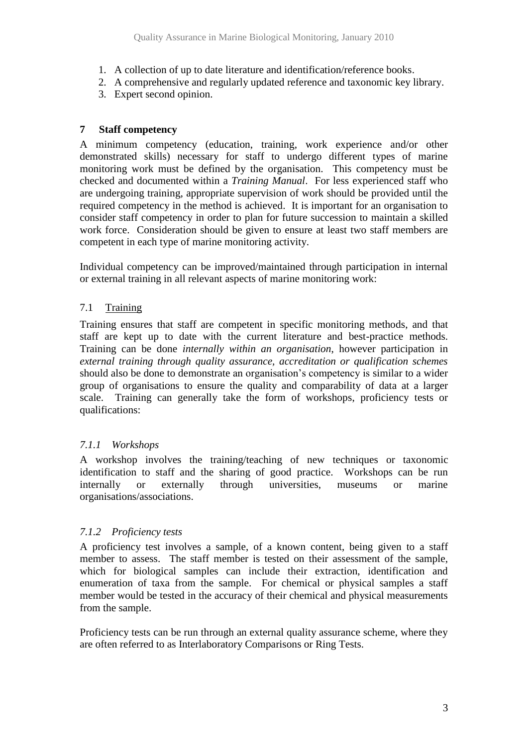1. A collection of up to date literature and identification/reference books.
2. A comprehensive and regularly updated reference and taxonomic key library.
3. Expert second opinion.

## 7 Staff competency

A minimum competency (education, training, work experience and/or other demonstrated skills) necessary for staff to undergo different types of marine monitoring work must be defined by the organisation. This competency must be checked and documented within a *Training Manual*. For less experienced staff who are undergoing training, appropriate supervision of work should be provided until the required competency in the method is achieved. It is important for an organisation to consider staff competency in order to plan for future succession to maintain a skilled work force. Consideration should be given to ensure at least two staff members are competent in each type of marine monitoring activity.

Individual competency can be improved/maintained through participation in internal or external training in all relevant aspects of marine monitoring work:

### 7.1 Training

Training ensures that staff are competent in specific monitoring methods, and that staff are kept up to date with the current literature and best-practice methods. Training can be done *internally within an organisation*, however participation in *external training through quality assurance, accreditation or qualification schemes* should also be done to demonstrate an organisation's competency is similar to a wider group of organisations to ensure the quality and comparability of data at a larger scale. Training can generally take the form of workshops, proficiency tests or qualifications:

#### *7.1.1 Workshops*

A workshop involves the training/teaching of new techniques or taxonomic identification to staff and the sharing of good practice. Workshops can be run internally or externally through universities, museums or marine organisations/associations.

#### *7.1.2 Proficiency tests*

A proficiency test involves a sample, of a known content, being given to a staff member to assess. The staff member is tested on their assessment of the sample, which for biological samples can include their extraction, identification and enumeration of taxa from the sample. For chemical or physical samples a staff member would be tested in the accuracy of their chemical and physical measurements from the sample.

Proficiency tests can be run through an external quality assurance scheme, where they are often referred to as Interlaboratory Comparisons or Ring Tests.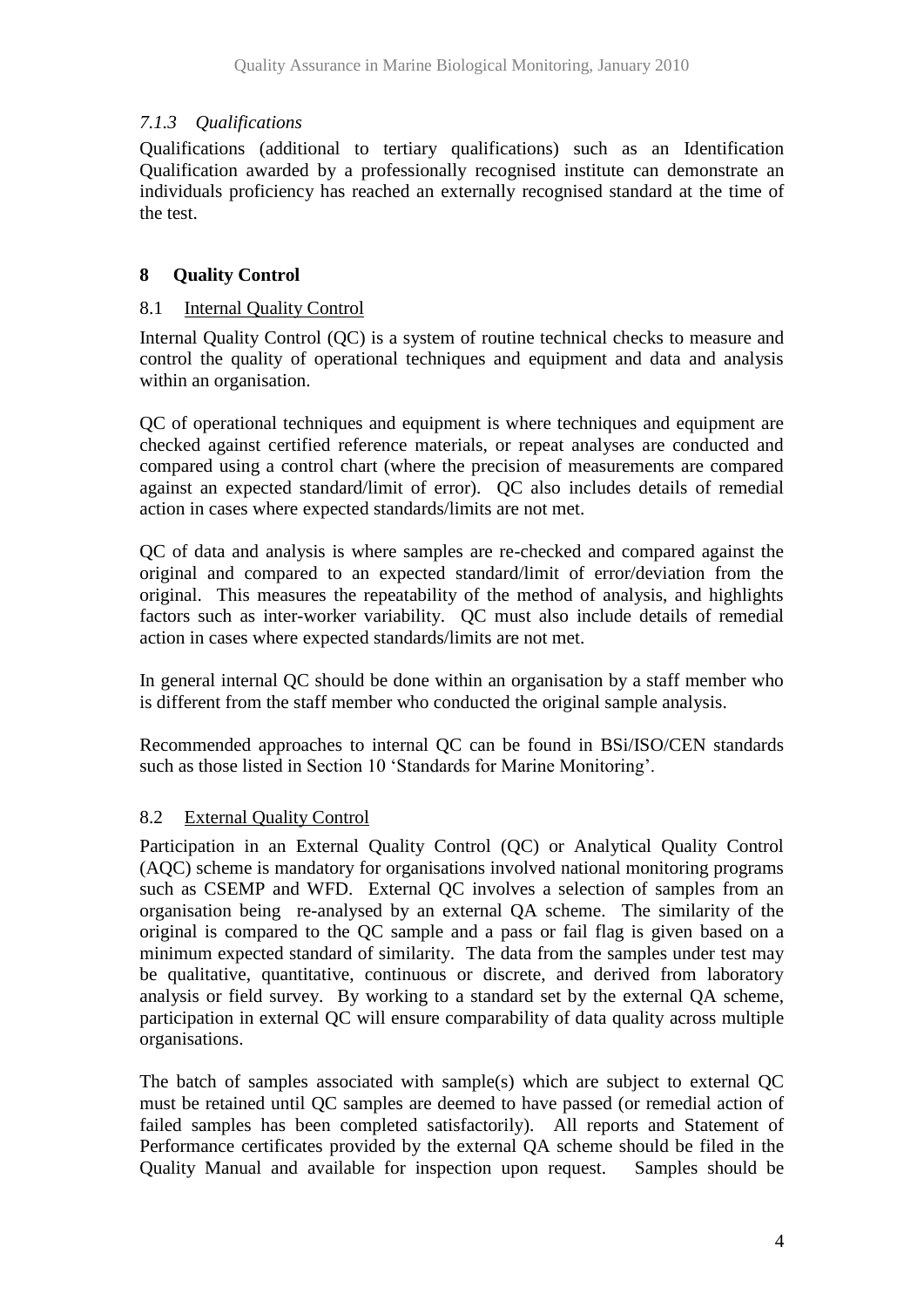#### *7.1.3 Qualifications*

Qualifications (additional to tertiary qualifications) such as an Identification Qualification awarded by a professionally recognised institute can demonstrate an individuals proficiency has reached an externally recognised standard at the time of the test.

## 8 Quality Control

### 8.1 Internal Quality Control

Internal Quality Control (QC) is a system of routine technical checks to measure and control the quality of operational techniques and equipment and data and analysis within an organisation.

QC of operational techniques and equipment is where techniques and equipment are checked against certified reference materials, or repeat analyses are conducted and compared using a control chart (where the precision of measurements are compared against an expected standard/limit of error). QC also includes details of remedial action in cases where expected standards/limits are not met.

QC of data and analysis is where samples are re-checked and compared against the original and compared to an expected standard/limit of error/deviation from the original. This measures the repeatability of the method of analysis, and highlights factors such as inter-worker variability. QC must also include details of remedial action in cases where expected standards/limits are not met.

In general internal QC should be done within an organisation by a staff member who is different from the staff member who conducted the original sample analysis.

Recommended approaches to internal QC can be found in BSi/ISO/CEN standards such as those listed in Section 10 'Standards for Marine Monitoring'.

### 8.2 External Quality Control

Participation in an External Quality Control (QC) or Analytical Quality Control (AQC) scheme is mandatory for organisations involved national monitoring programs such as CSEMP and WFD. External QC involves a selection of samples from an organisation being re-analysed by an external QA scheme. The similarity of the original is compared to the QC sample and a pass or fail flag is given based on a minimum expected standard of similarity. The data from the samples under test may be qualitative, quantitative, continuous or discrete, and derived from laboratory analysis or field survey. By working to a standard set by the external QA scheme, participation in external QC will ensure comparability of data quality across multiple organisations.

The batch of samples associated with sample(s) which are subject to external QC must be retained until QC samples are deemed to have passed (or remedial action of failed samples has been completed satisfactorily). All reports and Statement of Performance certificates provided by the external QA scheme should be filed in the Quality Manual and available for inspection upon request. Samples should be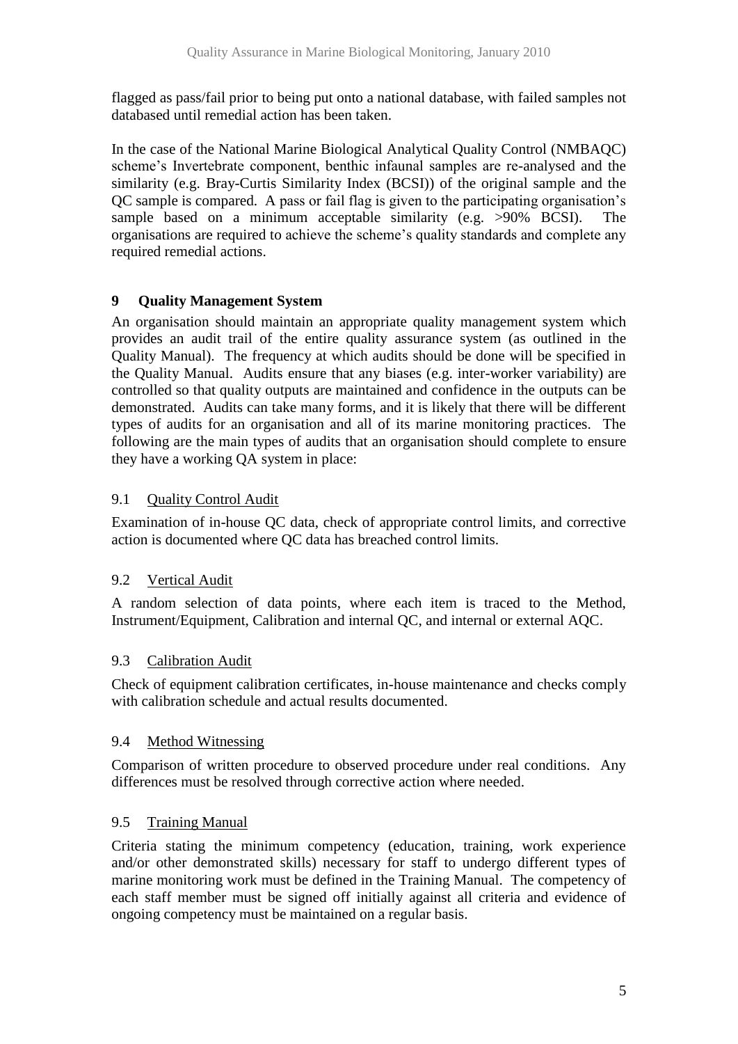flagged as pass/fail prior to being put onto a national database, with failed samples not databased until remedial action has been taken.

In the case of the National Marine Biological Analytical Quality Control (NMBAQC) scheme's Invertebrate component, benthic infaunal samples are re-analysed and the similarity (e.g. Bray-Curtis Similarity Index (BCSI)) of the original sample and the QC sample is compared. A pass or fail flag is given to the participating organisation's sample based on a minimum acceptable similarity (e.g. >90% BCSI). The organisations are required to achieve the scheme's quality standards and complete any required remedial actions.

## 9 Quality Management System

An organisation should maintain an appropriate quality management system which provides an audit trail of the entire quality assurance system (as outlined in the Quality Manual). The frequency at which audits should be done will be specified in the Quality Manual. Audits ensure that any biases (e.g. inter-worker variability) are controlled so that quality outputs are maintained and confidence in the outputs can be demonstrated. Audits can take many forms, and it is likely that there will be different types of audits for an organisation and all of its marine monitoring practices. The following are the main types of audits that an organisation should complete to ensure they have a working QA system in place:

### 9.1 Quality Control Audit

Examination of in-house QC data, check of appropriate control limits, and corrective action is documented where QC data has breached control limits.

### 9.2 Vertical Audit

A random selection of data points, where each item is traced to the Method, Instrument/Equipment, Calibration and internal QC, and internal or external AQC.

### 9.3 Calibration Audit

Check of equipment calibration certificates, in-house maintenance and checks comply with calibration schedule and actual results documented.

### 9.4 Method Witnessing

Comparison of written procedure to observed procedure under real conditions. Any differences must be resolved through corrective action where needed.

### 9.5 Training Manual

Criteria stating the minimum competency (education, training, work experience and/or other demonstrated skills) necessary for staff to undergo different types of marine monitoring work must be defined in the Training Manual. The competency of each staff member must be signed off initially against all criteria and evidence of ongoing competency must be maintained on a regular basis.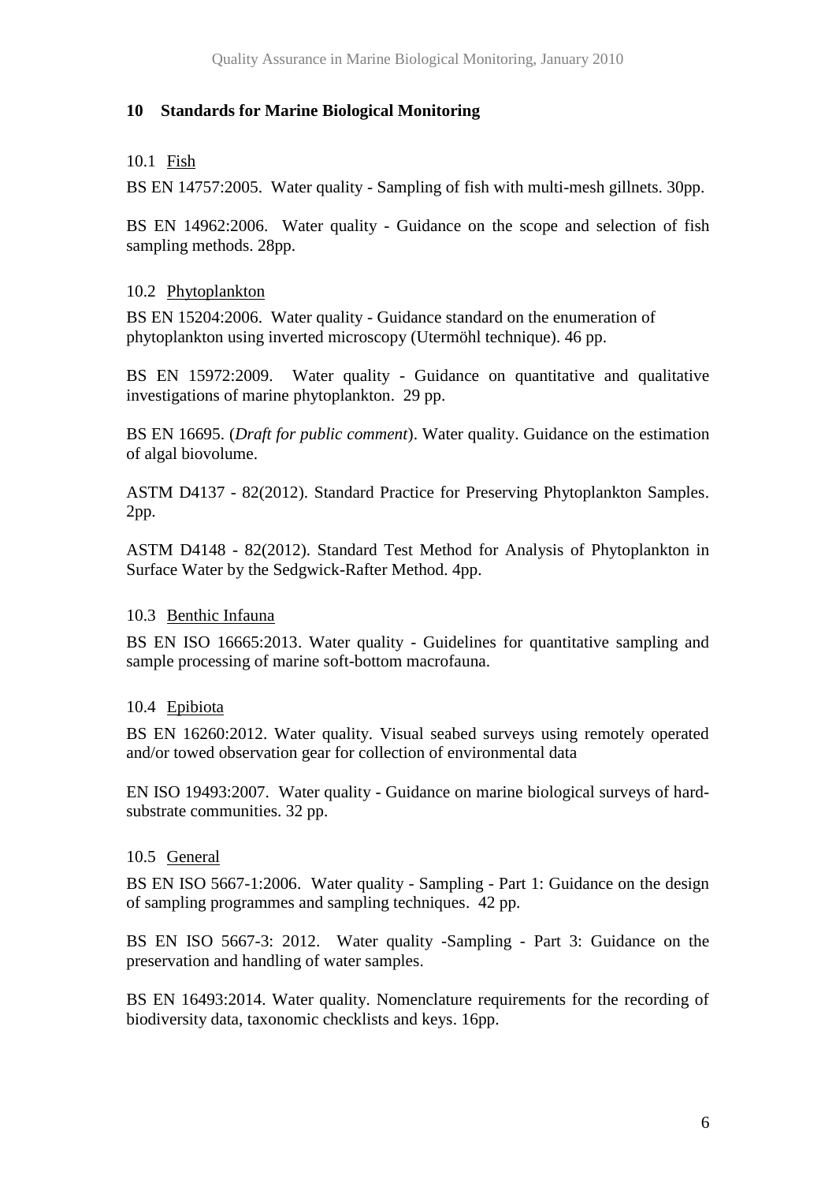## 10 Standards for Marine Biological Monitoring

### 10.1 Fish

BS EN 14757:2005. Water quality - Sampling of fish with multi-mesh gillnets. 30pp.

BS EN 14962:2006. Water quality - Guidance on the scope and selection of fish sampling methods. 28pp.

### 10.2 Phytoplankton

BS EN 15204:2006. Water quality - Guidance standard on the enumeration of phytoplankton using inverted microscopy (Utermöhl technique). 46 pp.

BS EN 15972:2009. Water quality - Guidance on quantitative and qualitative investigations of marine phytoplankton. 29 pp.

BS EN 16695. (*Draft for public comment*). Water quality. Guidance on the estimation of algal biovolume.

ASTM D4137 - 82(2012). Standard Practice for Preserving Phytoplankton Samples. 2pp.

ASTM D4148 - 82(2012). Standard Test Method for Analysis of Phytoplankton in Surface Water by the Sedgwick-Rafter Method. 4pp.

### 10.3 Benthic Infauna

BS EN ISO 16665:2013. Water quality - Guidelines for quantitative sampling and sample processing of marine soft-bottom macrofauna.

### 10.4 Epibiota

BS EN 16260:2012. Water quality. Visual seabed surveys using remotely operated and/or towed observation gear for collection of environmental data

EN ISO 19493:2007. Water quality - Guidance on marine biological surveys of hard-substrate communities. 32 pp.

### 10.5 General

BS EN ISO 5667-1:2006. Water quality - Sampling - Part 1: Guidance on the design of sampling programmes and sampling techniques. 42 pp.

BS EN ISO 5667-3: 2012. Water quality -Sampling - Part 3: Guidance on the preservation and handling of water samples.

BS EN 16493:2014. Water quality. Nomenclature requirements for the recording of biodiversity data, taxonomic checklists and keys. 16pp.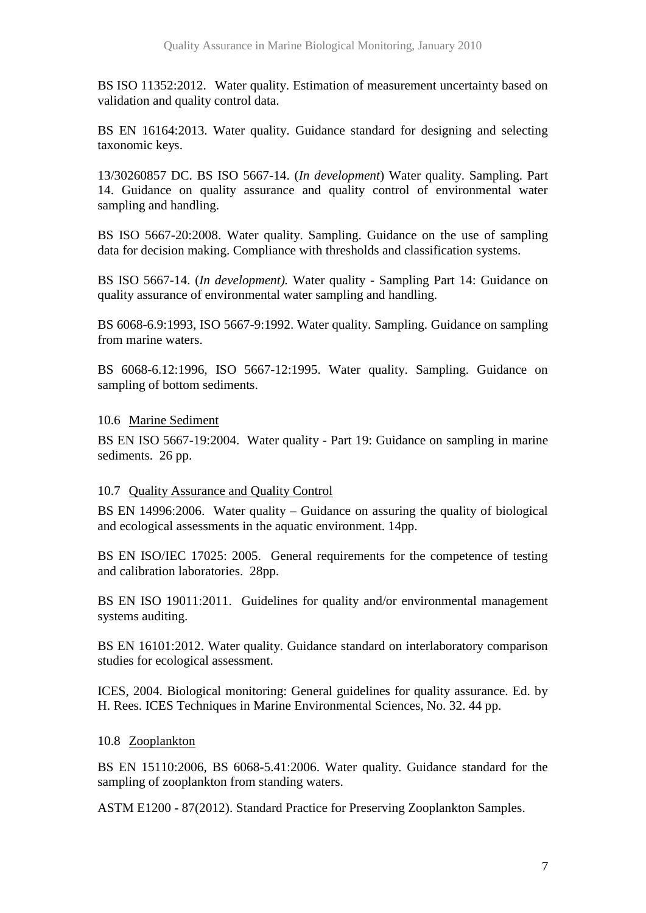BS ISO 11352:2012. Water quality. Estimation of measurement uncertainty based on validation and quality control data.

BS EN 16164:2013. Water quality. Guidance standard for designing and selecting taxonomic keys.

13/30260857 DC. BS ISO 5667-14. (*In development*) Water quality. Sampling. Part 14. Guidance on quality assurance and quality control of environmental water sampling and handling.

BS ISO 5667-20:2008. Water quality. Sampling. Guidance on the use of sampling data for decision making. Compliance with thresholds and classification systems.

BS ISO 5667-14. (*In development).* Water quality - Sampling Part 14: Guidance on quality assurance of environmental water sampling and handling.

BS 6068-6.9:1993, ISO 5667-9:1992. Water quality. Sampling. Guidance on sampling from marine waters.

BS 6068-6.12:1996, ISO 5667-12:1995. Water quality. Sampling. Guidance on sampling of bottom sediments.

### 10.6 Marine Sediment

BS EN ISO 5667-19:2004. Water quality - Part 19: Guidance on sampling in marine sediments. 26 pp.

### 10.7 Quality Assurance and Quality Control

BS EN 14996:2006. Water quality – Guidance on assuring the quality of biological and ecological assessments in the aquatic environment. 14pp.

BS EN ISO/IEC 17025: 2005. General requirements for the competence of testing and calibration laboratories. 28pp.

BS EN ISO 19011:2011. Guidelines for quality and/or environmental management systems auditing.

BS EN 16101:2012. Water quality. Guidance standard on interlaboratory comparison studies for ecological assessment.

ICES, 2004. Biological monitoring: General guidelines for quality assurance. Ed. by H. Rees. ICES Techniques in Marine Environmental Sciences, No. 32. 44 pp.

### 10.8 Zooplankton

BS EN 15110:2006, BS 6068-5.41:2006. Water quality. Guidance standard for the sampling of zooplankton from standing waters.

ASTM E1200 - 87(2012). Standard Practice for Preserving Zooplankton Samples.